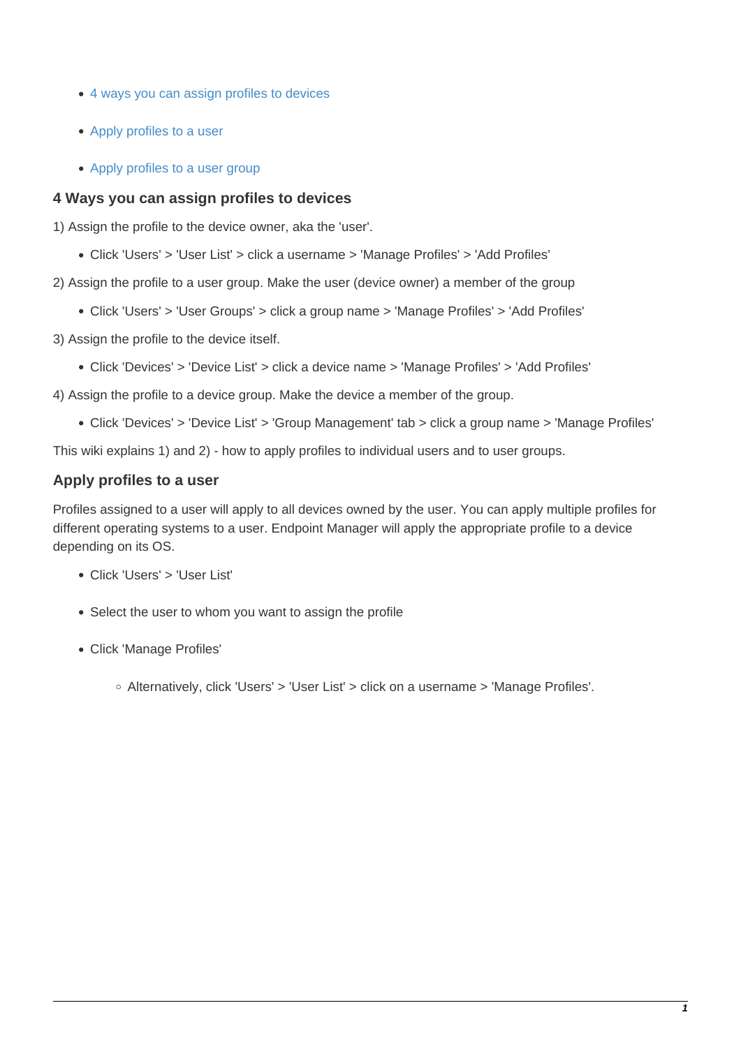- 4 ways you can assign profiles to devices
- Apply profiles to a user
- Apply profiles to a user group

### 4 Ways you can assign profiles to devices

1) Assign the profile to the device owner, aka the 'user'.

- Click 'Users' > 'User List' > click a username > 'Manage Profiles' > 'Add Profiles'

2) Assign the profile to a user group. Make the user (device owner) a member of the group

- Click 'Users' > 'User Groups' > click a group name > 'Manage Profiles' > 'Add Profiles'

3) Assign the profile to the device itself.

- Click 'Devices' > 'Device List' > click a device name > 'Manage Profiles' > 'Add Profiles'

4) Assign the profile to a device group. Make the device a member of the group.

- Click 'Devices' > 'Device List' > 'Group Management' tab > click a group name > 'Manage Profiles'

This wiki explains 1) and 2) - how to apply profiles to individual users and to user groups.

### Apply profiles to a user

Profiles assigned to a user will apply to all devices owned by the user. You can apply multiple profiles for different operating systems to a user. Endpoint Manager will apply the appropriate profile to a device depending on its OS.

- Click 'Users' > 'User List'
- Select the user to whom you want to assign the profile
- Click 'Manage Profiles'
    - Alternatively, click 'Users' > 'User List' > click on a username > 'Manage Profiles'.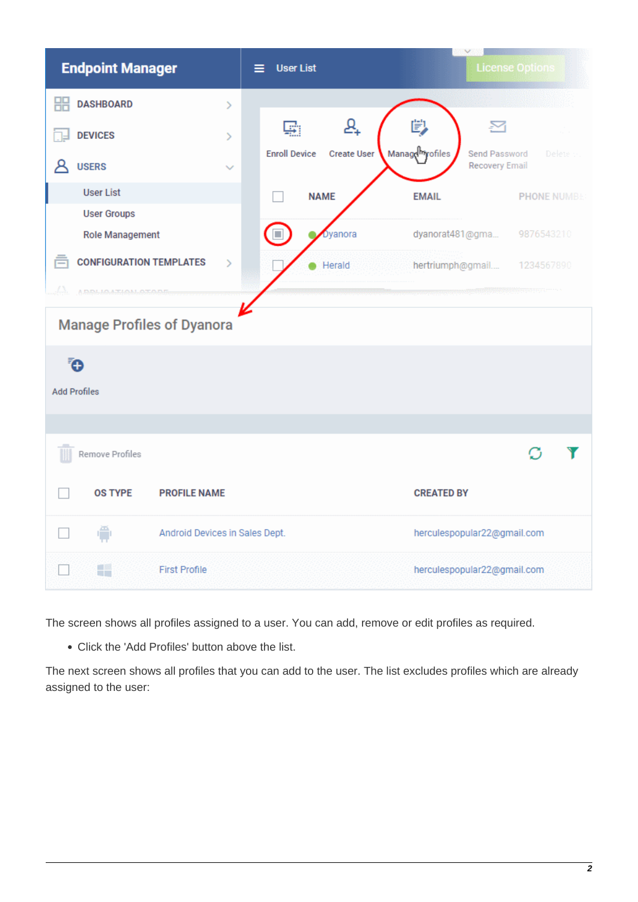The screen shows all profiles assigned to a user. You can add, remove or edit profiles as required.

- Click the 'Add Profiles' button above the list.

The next screen shows all profiles that you can add to the user. The list excludes profiles which are already assigned to the user: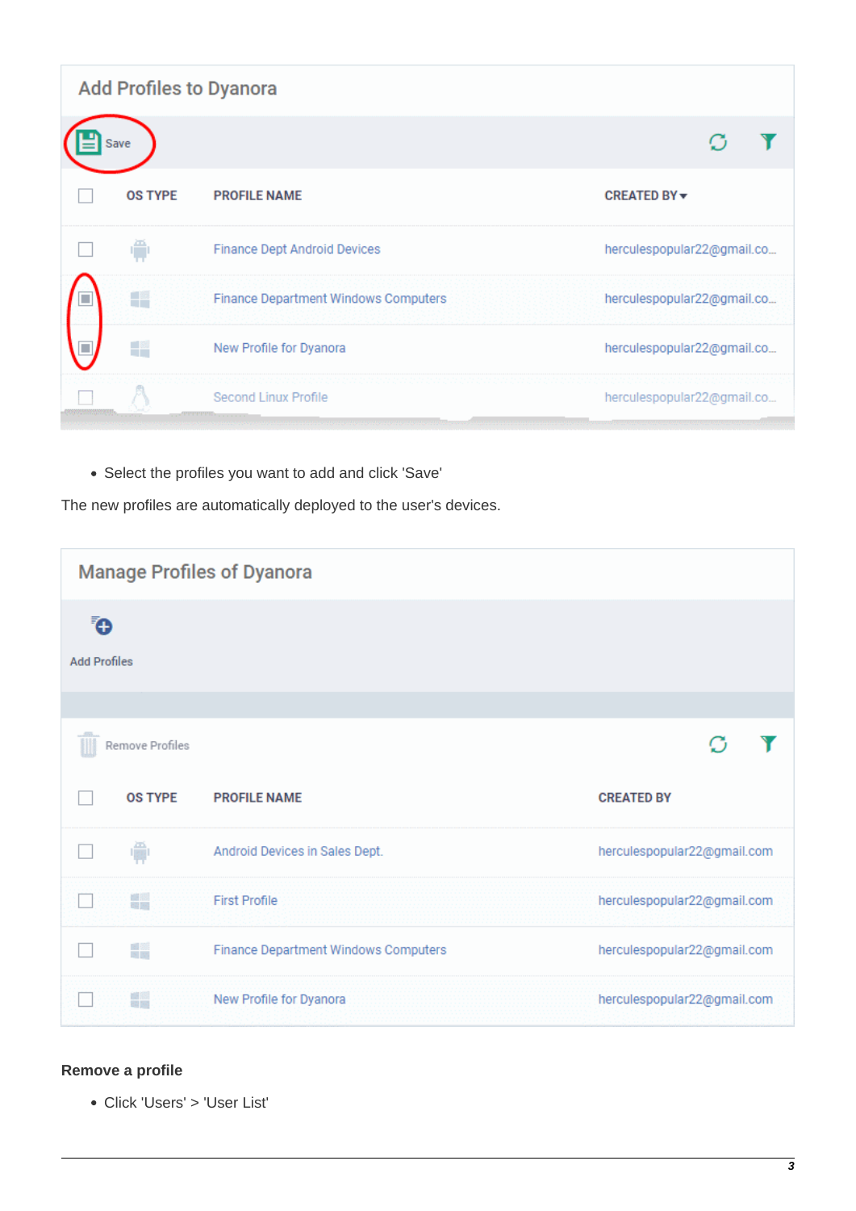- Select the profiles you want to add and click 'Save'

The new profiles are automatically deployed to the user's devices.

### Remove a profile

- Click 'Users' > 'User List'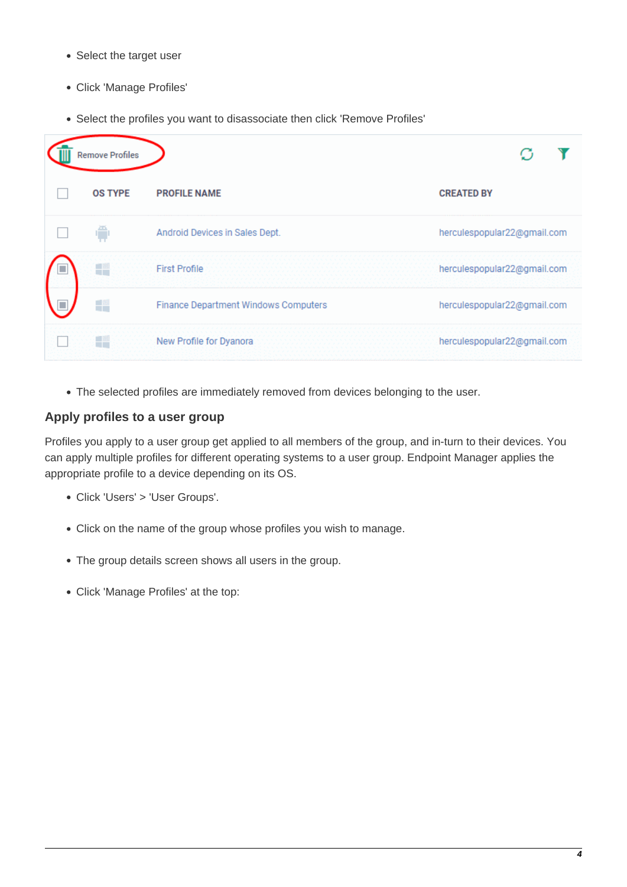- Select the target user
- Click 'Manage Profiles'
- Select the profiles you want to disassociate then click 'Remove Profiles'

Remove Profiles

| | OS TYPE | PROFILE NAME | CREATED BY |
|---|---|---|---|
| ☐ | | Android Devices in Sales Dept. | herculespopular22@gmail.com |
| ☑ | | First Profile | herculespopular22@gmail.com |
| ☑ | | Finance Department Windows Computers | herculespopular22@gmail.com |
| ☐ | | New Profile for Dyanora | herculespopular22@gmail.com |

- The selected profiles are immediately removed from devices belonging to the user.

### Apply profiles to a user group

Profiles you apply to a user group get applied to all members of the group, and in-turn to their devices. You can apply multiple profiles for different operating systems to a user group. Endpoint Manager applies the appropriate profile to a device depending on its OS.

- Click 'Users' > 'User Groups'.
- Click on the name of the group whose profiles you wish to manage.
- The group details screen shows all users in the group.
- Click 'Manage Profiles' at the top: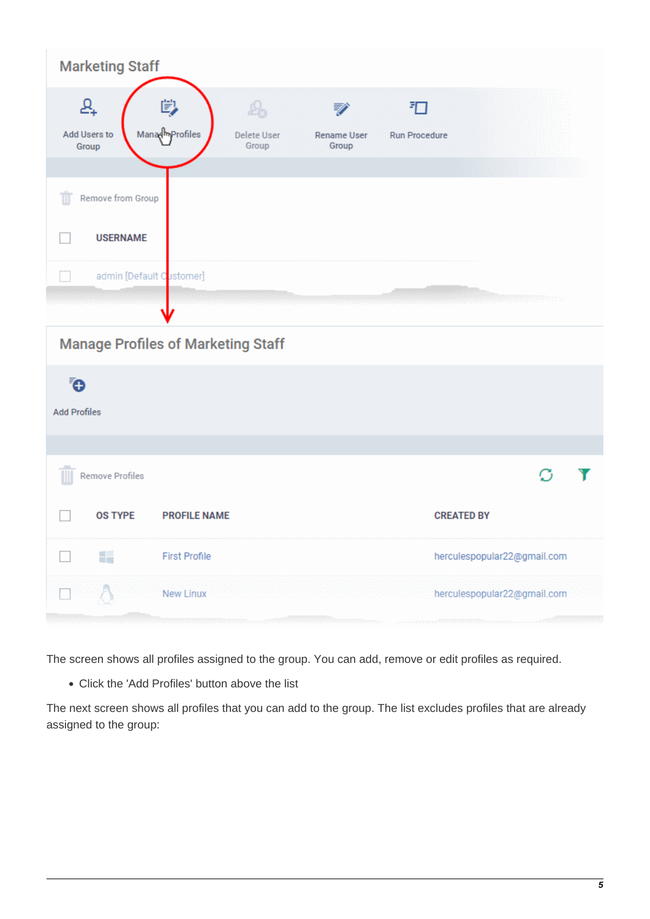The screen shows all profiles assigned to the group. You can add, remove or edit profiles as required.

- Click the 'Add Profiles' button above the list

The next screen shows all profiles that you can add to the group. The list excludes profiles that are already assigned to the group: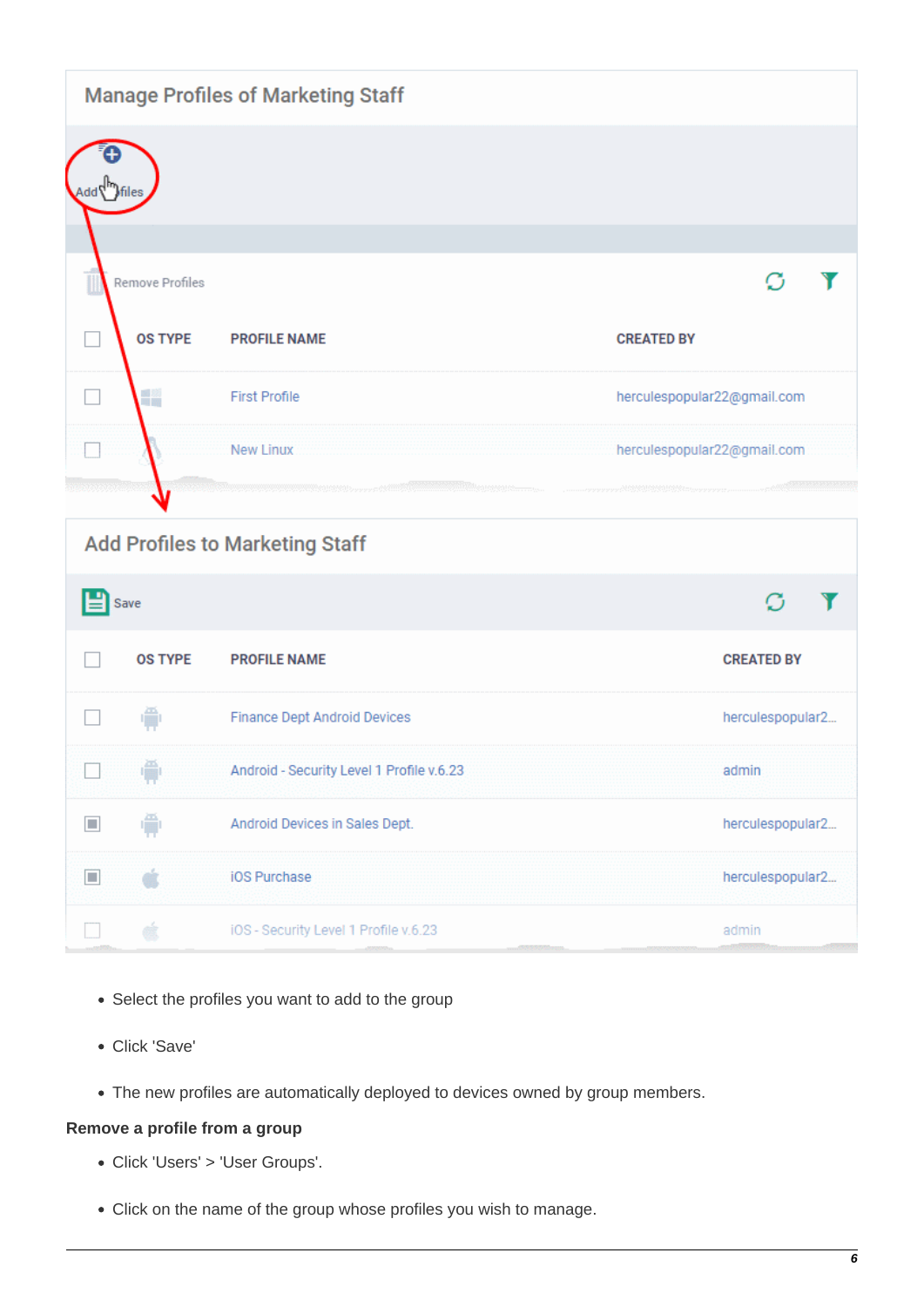- Select the profiles you want to add to the group
- Click 'Save'
- The new profiles are automatically deployed to devices owned by group members.

**Remove a profile from a group**

- Click 'Users' > 'User Groups'.
- Click on the name of the group whose profiles you wish to manage.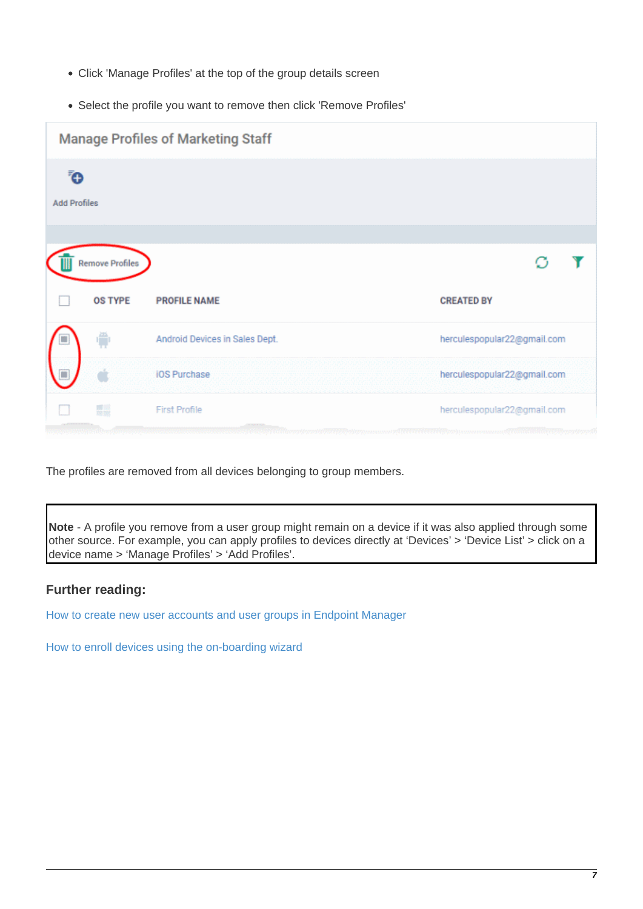- Click 'Manage Profiles' at the top of the group details screen
- Select the profile you want to remove then click 'Remove Profiles'

The profiles are removed from all devices belonging to group members.

**Note** - A profile you remove from a user group might remain on a device if it was also applied through some other source. For example, you can apply profiles to devices directly at 'Devices' > 'Device List' > click on a device name > 'Manage Profiles' > 'Add Profiles'.

### Further reading:

How to create new user accounts and user groups in Endpoint Manager

How to enroll devices using the on-boarding wizard